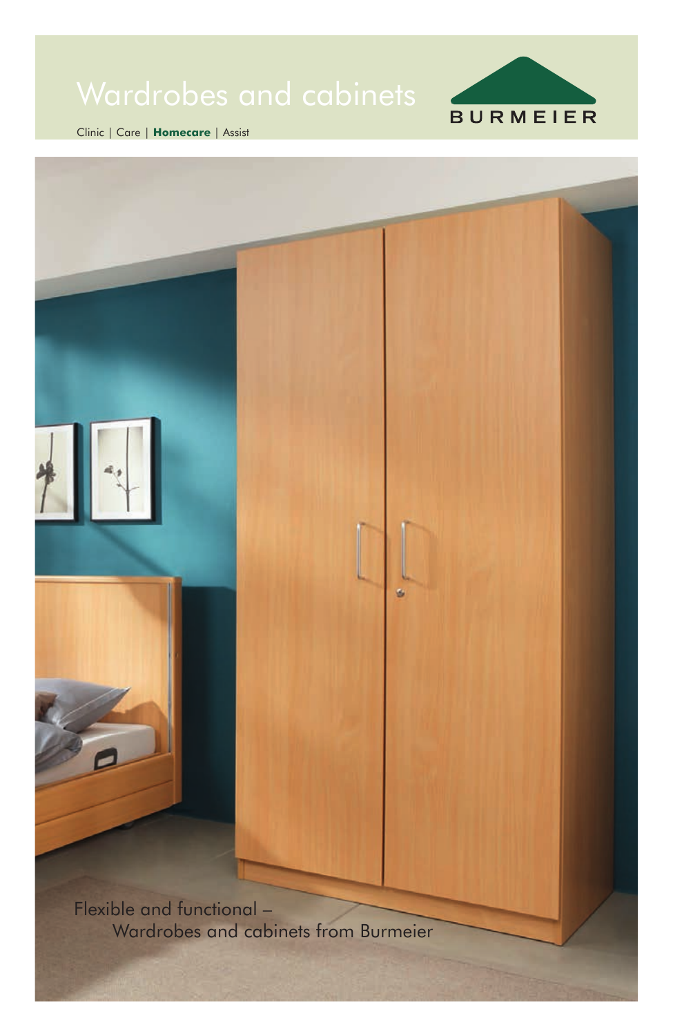# Wardrobes and cabinets

BURMEIER

Clinic | Care | **Homecare** | Assist

Flexible and functional –
Wardrobes and cabinets from Burmeier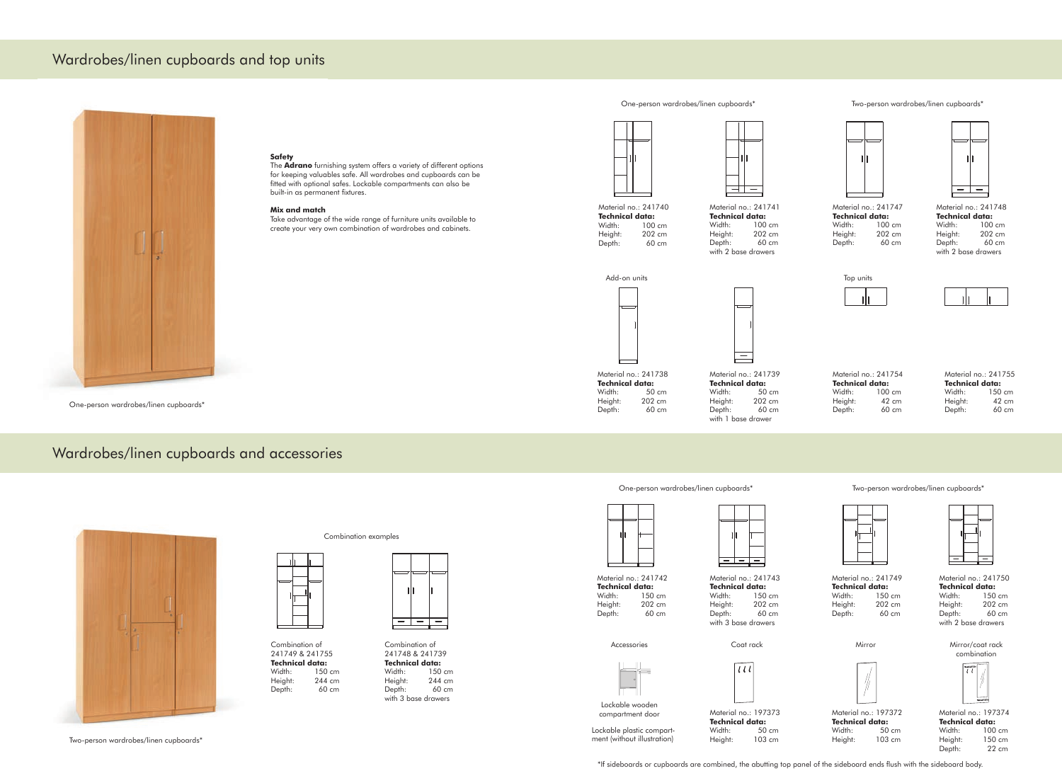# Wardrobes/linen cupboards and top units

One-person wardrobes/linen cupboards*

**Safety**
The **Adrano** furnishing system offers a variety of different options for keeping valuables safe. All wardrobes and cupboards can be fitted with optional safes. Lockable compartments can also be built-in as permanent fixtures.

**Mix and match**
Take advantage of the wide range of furniture units available to create your very own combination of wardrobes and cabinets.

One-person wardrobes/linen cupboards*

Material no.: 241740
**Technical data:**
Width: 100 cm
Height: 202 cm
Depth: 60 cm

Material no.: 241741
**Technical data:**
Width: 100 cm
Height: 202 cm
Depth: 60 cm
with 2 base drawers

Two-person wardrobes/linen cupboards*

Material no.: 241747
**Technical data:**
Width: 100 cm
Height: 202 cm
Depth: 60 cm

Material no.: 241748
**Technical data:**
Width: 100 cm
Height: 202 cm
Depth: 60 cm
with 2 base drawers

Add-on units

Material no.: 241738
**Technical data:**
Width: 50 cm
Height: 202 cm
Depth: 60 cm

Material no.: 241739
**Technical data:**
Width: 50 cm
Height: 202 cm
Depth: 60 cm
with 1 base drawer

Top units

Material no.: 241754
**Technical data:**
Width: 100 cm
Height: 42 cm
Depth: 60 cm

Material no.: 241755
**Technical data:**
Width: 150 cm
Height: 42 cm
Depth: 60 cm

# Wardrobes/linen cupboards and accessories

Two-person wardrobes/linen cupboards*

Combination examples

Combination of 241749 & 241755
**Technical data:**
Width: 150 cm
Height: 244 cm
Depth: 60 cm

Combination of 241748 & 241739
**Technical data:**
Width: 150 cm
Height: 244 cm
Depth: 60 cm
with 3 base drawers

One-person wardrobes/linen cupboards*

Material no.: 241742
**Technical data:**
Width: 150 cm
Height: 202 cm
Depth: 60 cm

Material no.: 241743
**Technical data:**
Width: 150 cm
Height: 202 cm
Depth: 60 cm
with 3 base drawers

Two-person wardrobes/linen cupboards*

Material no.: 241749
**Technical data:**
Width: 150 cm
Height: 202 cm
Depth: 60 cm

Material no.: 241750
**Technical data:**
Width: 150 cm
Height: 202 cm
Depth: 60 cm
with 2 base drawers

Accessories

Lockable wooden compartment door

Lockable plastic compartment (without illustration)

Coat rack

Material no.: 197373
**Technical data:**
Width: 50 cm
Height: 103 cm

Mirror

Material no.: 197372
**Technical data:**
Width: 50 cm
Height: 103 cm

Mirror/coat rack combination

Material no.: 197374
**Technical data:**
Width: 100 cm
Height: 150 cm
Depth: 22 cm

*If sideboards or cupboards are combined, the abutting top panel of the sideboard ends flush with the sideboard body.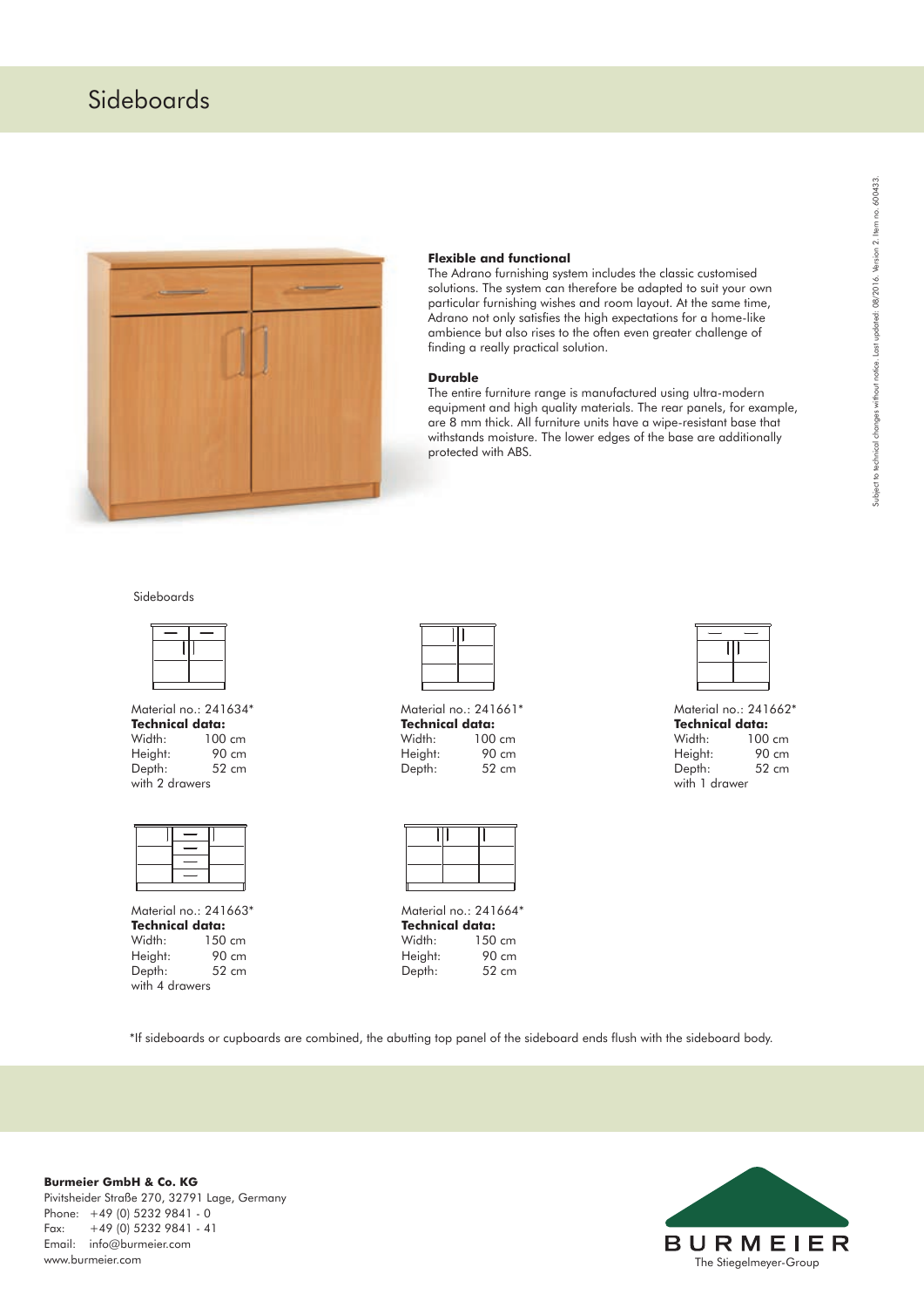# Sideboards

### Flexible and functional

The Adrano furnishing system includes the classic customised solutions. The system can therefore be adapted to suit your own particular furnishing wishes and room layout. At the same time, Adrano not only satisfies the high expectations for a home-like ambience but also rises to the often even greater challenge of finding a really practical solution.

### Durable

The entire furniture range is manufactured using ultra-modern equipment and high quality materials. The rear panels, for example, are 8 mm thick. All furniture units have a wipe-resistant base that withstands moisture. The lower edges of the base are additionally protected with ABS.

Subject to technical changes without notice. Last updated: 08/2016. Version 2. Item no. 600433.

Sideboards

Material no.: 241634*
**Technical data:**
Width: 100 cm
Height: 90 cm
Depth: 52 cm
with 2 drawers

Material no.: 241661*
**Technical data:**
Width: 100 cm
Height: 90 cm
Depth: 52 cm

Material no.: 241662*
**Technical data:**
Width: 100 cm
Height: 90 cm
Depth: 52 cm
with 1 drawer

Material no.: 241663*
**Technical data:**
Width: 150 cm
Height: 90 cm
Depth: 52 cm
with 4 drawers

Material no.: 241664*
**Technical data:**
Width: 150 cm
Height: 90 cm
Depth: 52 cm

*If sideboards or cupboards are combined, the abutting top panel of the sideboard ends flush with the sideboard body.

**Burmeier GmbH & Co. KG**
Pivitsheider Straße 270, 32791 Lage, Germany
Phone: +49 (0) 5232 9841 - 0
Fax: +49 (0) 5232 9841 - 41
Email: info@burmeier.com
www.burmeier.com

BURMEIER
The Stiegelmeyer-Group